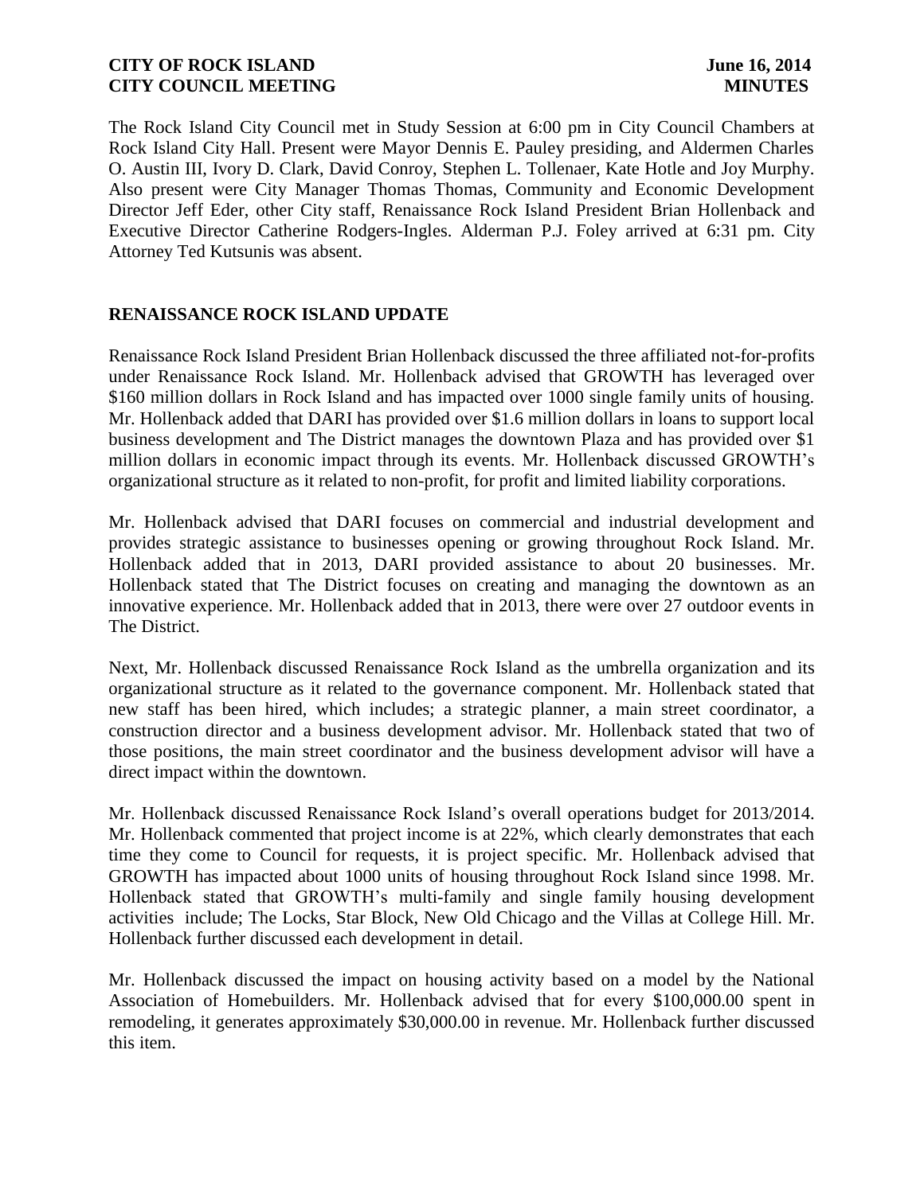The Rock Island City Council met in Study Session at 6:00 pm in City Council Chambers at Rock Island City Hall. Present were Mayor Dennis E. Pauley presiding, and Aldermen Charles O. Austin III, Ivory D. Clark, David Conroy, Stephen L. Tollenaer, Kate Hotle and Joy Murphy. Also present were City Manager Thomas Thomas, Community and Economic Development Director Jeff Eder, other City staff, Renaissance Rock Island President Brian Hollenback and Executive Director Catherine Rodgers-Ingles. Alderman P.J. Foley arrived at 6:31 pm. City Attorney Ted Kutsunis was absent.

## RENAISSANCE ROCK ISLAND UPDATE

Renaissance Rock Island President Brian Hollenback discussed the three affiliated not-for-profits under Renaissance Rock Island. Mr. Hollenback advised that GROWTH has leveraged over $160 million dollars in Rock Island and has impacted over 1000 single family units of housing. Mr. Hollenback added that DARI has provided over $1.6 million dollars in loans to support local business development and The District manages the downtown Plaza and has provided over $1 million dollars in economic impact through its events. Mr. Hollenback discussed GROWTH's organizational structure as it related to non-profit, for profit and limited liability corporations.

Mr. Hollenback advised that DARI focuses on commercial and industrial development and provides strategic assistance to businesses opening or growing throughout Rock Island. Mr. Hollenback added that in 2013, DARI provided assistance to about 20 businesses. Mr. Hollenback stated that The District focuses on creating and managing the downtown as an innovative experience. Mr. Hollenback added that in 2013, there were over 27 outdoor events in The District.

Next, Mr. Hollenback discussed Renaissance Rock Island as the umbrella organization and its organizational structure as it related to the governance component. Mr. Hollenback stated that new staff has been hired, which includes; a strategic planner, a main street coordinator, a construction director and a business development advisor. Mr. Hollenback stated that two of those positions, the main street coordinator and the business development advisor will have a direct impact within the downtown.

Mr. Hollenback discussed Renaissance Rock Island's overall operations budget for 2013/2014. Mr. Hollenback commented that project income is at 22%, which clearly demonstrates that each time they come to Council for requests, it is project specific. Mr. Hollenback advised that GROWTH has impacted about 1000 units of housing throughout Rock Island since 1998. Mr. Hollenback stated that GROWTH's multi-family and single family housing development activities include; The Locks, Star Block, New Old Chicago and the Villas at College Hill. Mr. Hollenback further discussed each development in detail.

Mr. Hollenback discussed the impact on housing activity based on a model by the National Association of Homebuilders. Mr. Hollenback advised that for every $100,000.00 spent in remodeling, it generates approximately $30,000.00 in revenue. Mr. Hollenback further discussed this item.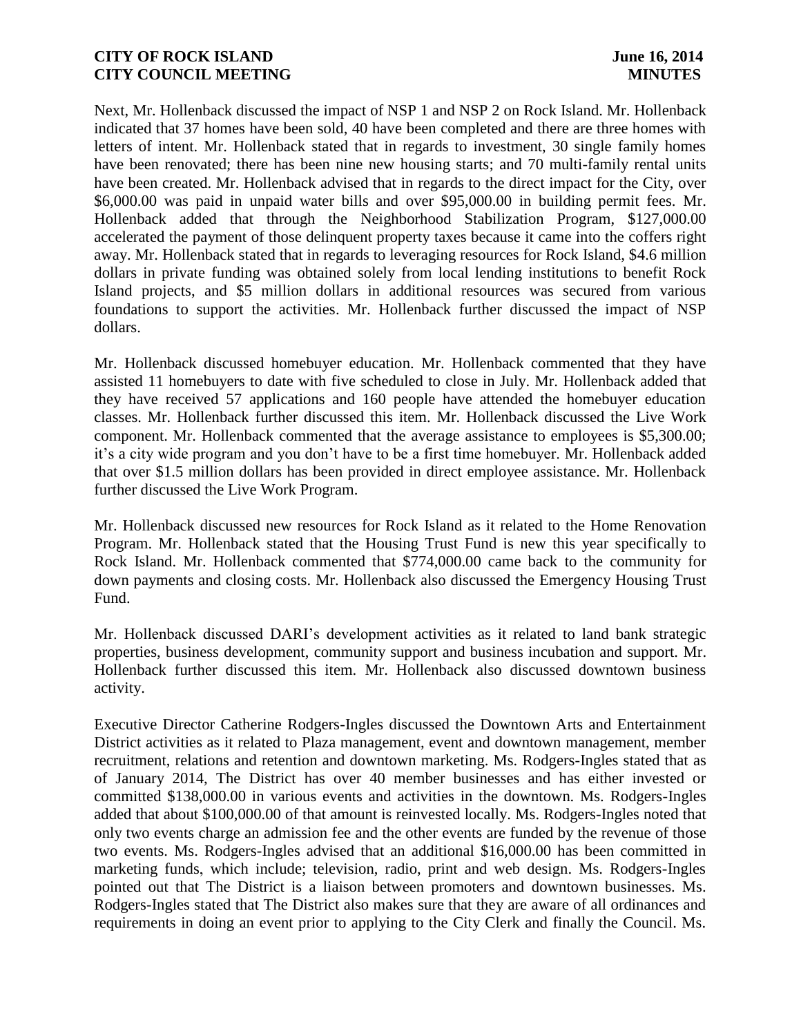Next, Mr. Hollenback discussed the impact of NSP 1 and NSP 2 on Rock Island. Mr. Hollenback indicated that 37 homes have been sold, 40 have been completed and there are three homes with letters of intent. Mr. Hollenback stated that in regards to investment, 30 single family homes have been renovated; there has been nine new housing starts; and 70 multi-family rental units have been created. Mr. Hollenback advised that in regards to the direct impact for the City, over \$6,000.00 was paid in unpaid water bills and over \$95,000.00 in building permit fees. Mr. Hollenback added that through the Neighborhood Stabilization Program, \$127,000.00 accelerated the payment of those delinquent property taxes because it came into the coffers right away. Mr. Hollenback stated that in regards to leveraging resources for Rock Island, \$4.6 million dollars in private funding was obtained solely from local lending institutions to benefit Rock Island projects, and \$5 million dollars in additional resources was secured from various foundations to support the activities. Mr. Hollenback further discussed the impact of NSP dollars.

Mr. Hollenback discussed homebuyer education. Mr. Hollenback commented that they have assisted 11 homebuyers to date with five scheduled to close in July. Mr. Hollenback added that they have received 57 applications and 160 people have attended the homebuyer education classes. Mr. Hollenback further discussed this item. Mr. Hollenback discussed the Live Work component. Mr. Hollenback commented that the average assistance to employees is \$5,300.00; it's a city wide program and you don't have to be a first time homebuyer. Mr. Hollenback added that over \$1.5 million dollars has been provided in direct employee assistance. Mr. Hollenback further discussed the Live Work Program.

Mr. Hollenback discussed new resources for Rock Island as it related to the Home Renovation Program. Mr. Hollenback stated that the Housing Trust Fund is new this year specifically to Rock Island. Mr. Hollenback commented that \$774,000.00 came back to the community for down payments and closing costs. Mr. Hollenback also discussed the Emergency Housing Trust Fund.

Mr. Hollenback discussed DARI's development activities as it related to land bank strategic properties, business development, community support and business incubation and support. Mr. Hollenback further discussed this item. Mr. Hollenback also discussed downtown business activity.

Executive Director Catherine Rodgers-Ingles discussed the Downtown Arts and Entertainment District activities as it related to Plaza management, event and downtown management, member recruitment, relations and retention and downtown marketing. Ms. Rodgers-Ingles stated that as of January 2014, The District has over 40 member businesses and has either invested or committed \$138,000.00 in various events and activities in the downtown. Ms. Rodgers-Ingles added that about \$100,000.00 of that amount is reinvested locally. Ms. Rodgers-Ingles noted that only two events charge an admission fee and the other events are funded by the revenue of those two events. Ms. Rodgers-Ingles advised that an additional \$16,000.00 has been committed in marketing funds, which include; television, radio, print and web design. Ms. Rodgers-Ingles pointed out that The District is a liaison between promoters and downtown businesses. Ms. Rodgers-Ingles stated that The District also makes sure that they are aware of all ordinances and requirements in doing an event prior to applying to the City Clerk and finally the Council. Ms.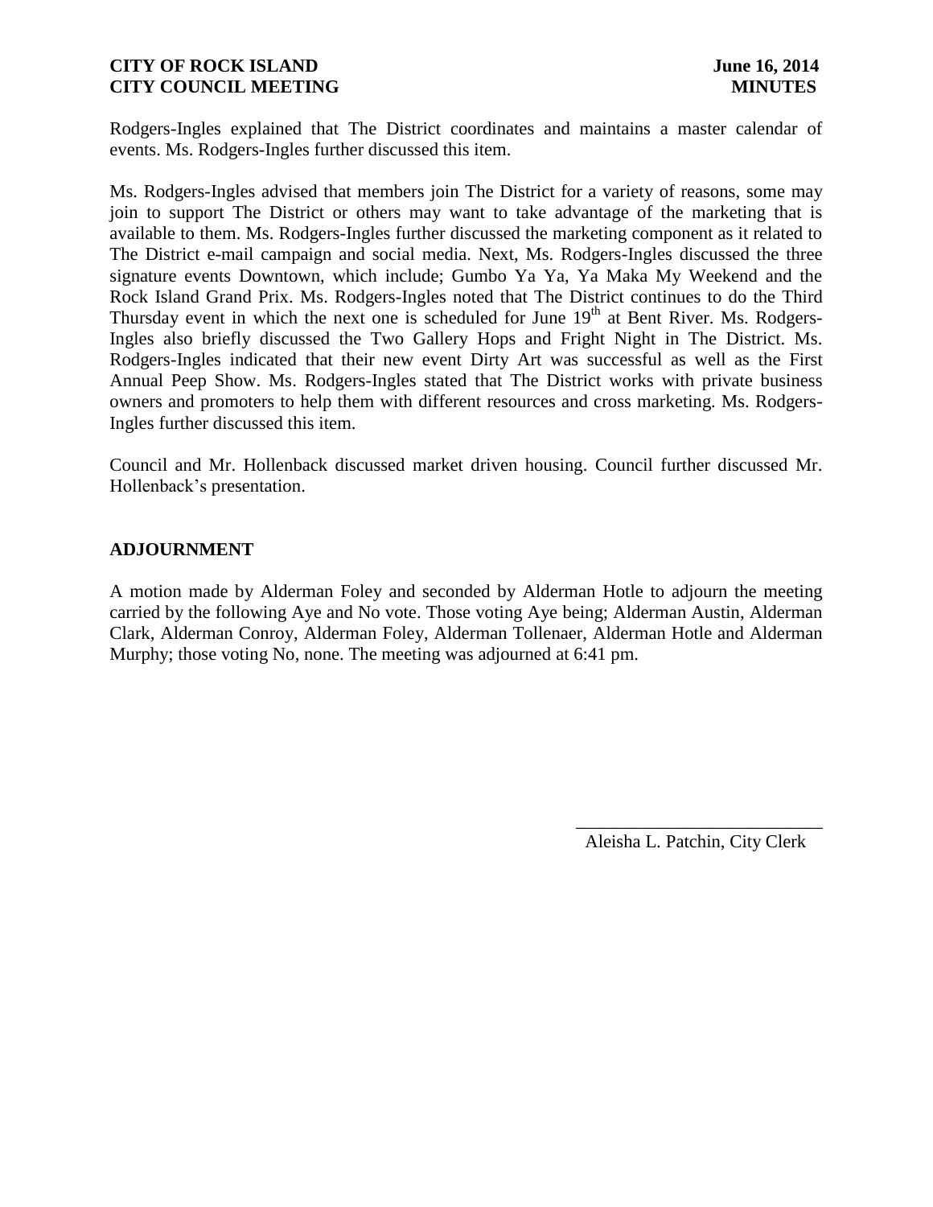Rodgers-Ingles explained that The District coordinates and maintains a master calendar of events. Ms. Rodgers-Ingles further discussed this item.

Ms. Rodgers-Ingles advised that members join The District for a variety of reasons, some may join to support The District or others may want to take advantage of the marketing that is available to them. Ms. Rodgers-Ingles further discussed the marketing component as it related to The District e-mail campaign and social media. Next, Ms. Rodgers-Ingles discussed the three signature events Downtown, which include; Gumbo Ya Ya, Ya Maka My Weekend and the Rock Island Grand Prix. Ms. Rodgers-Ingles noted that The District continues to do the Third Thursday event in which the next one is scheduled for June 19th at Bent River. Ms. Rodgers-Ingles also briefly discussed the Two Gallery Hops and Fright Night in The District. Ms. Rodgers-Ingles indicated that their new event Dirty Art was successful as well as the First Annual Peep Show. Ms. Rodgers-Ingles stated that The District works with private business owners and promoters to help them with different resources and cross marketing. Ms. Rodgers-Ingles further discussed this item.

Council and Mr. Hollenback discussed market driven housing. Council further discussed Mr. Hollenback's presentation.

## ADJOURNMENT

A motion made by Alderman Foley and seconded by Alderman Hotle to adjourn the meeting carried by the following Aye and No vote. Those voting Aye being; Alderman Austin, Alderman Clark, Alderman Conroy, Alderman Foley, Alderman Tollenaer, Alderman Hotle and Alderman Murphy; those voting No, none. The meeting was adjourned at 6:41 pm.

___________________________

Aleisha L. Patchin, City Clerk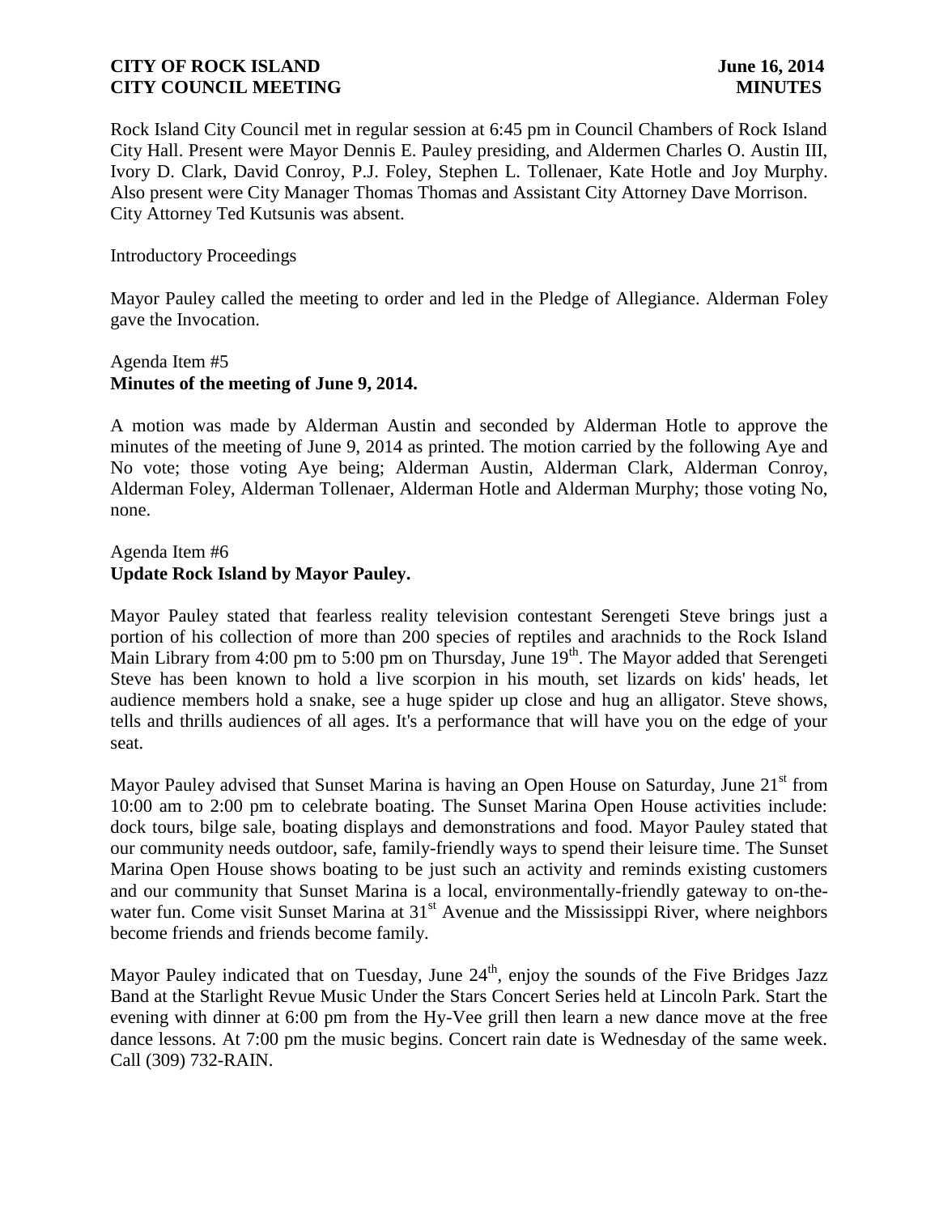Rock Island City Council met in regular session at 6:45 pm in Council Chambers of Rock Island City Hall. Present were Mayor Dennis E. Pauley presiding, and Aldermen Charles O. Austin III, Ivory D. Clark, David Conroy, P.J. Foley, Stephen L. Tollenaer, Kate Hotle and Joy Murphy. Also present were City Manager Thomas Thomas and Assistant City Attorney Dave Morrison. City Attorney Ted Kutsunis was absent.

Introductory Proceedings

Mayor Pauley called the meeting to order and led in the Pledge of Allegiance. Alderman Foley gave the Invocation.

Agenda Item #5
**Minutes of the meeting of June 9, 2014.**

A motion was made by Alderman Austin and seconded by Alderman Hotle to approve the minutes of the meeting of June 9, 2014 as printed. The motion carried by the following Aye and No vote; those voting Aye being; Alderman Austin, Alderman Clark, Alderman Conroy, Alderman Foley, Alderman Tollenaer, Alderman Hotle and Alderman Murphy; those voting No, none.

Agenda Item #6
**Update Rock Island by Mayor Pauley.**

Mayor Pauley stated that fearless reality television contestant Serengeti Steve brings just a portion of his collection of more than 200 species of reptiles and arachnids to the Rock Island Main Library from 4:00 pm to 5:00 pm on Thursday, June 19th. The Mayor added that Serengeti Steve has been known to hold a live scorpion in his mouth, set lizards on kids' heads, let audience members hold a snake, see a huge spider up close and hug an alligator. Steve shows, tells and thrills audiences of all ages. It's a performance that will have you on the edge of your seat.

Mayor Pauley advised that Sunset Marina is having an Open House on Saturday, June 21st from 10:00 am to 2:00 pm to celebrate boating. The Sunset Marina Open House activities include: dock tours, bilge sale, boating displays and demonstrations and food. Mayor Pauley stated that our community needs outdoor, safe, family-friendly ways to spend their leisure time. The Sunset Marina Open House shows boating to be just such an activity and reminds existing customers and our community that Sunset Marina is a local, environmentally-friendly gateway to on-the-water fun. Come visit Sunset Marina at 31st Avenue and the Mississippi River, where neighbors become friends and friends become family.

Mayor Pauley indicated that on Tuesday, June 24th, enjoy the sounds of the Five Bridges Jazz Band at the Starlight Revue Music Under the Stars Concert Series held at Lincoln Park. Start the evening with dinner at 6:00 pm from the Hy-Vee grill then learn a new dance move at the free dance lessons. At 7:00 pm the music begins. Concert rain date is Wednesday of the same week. Call (309) 732-RAIN.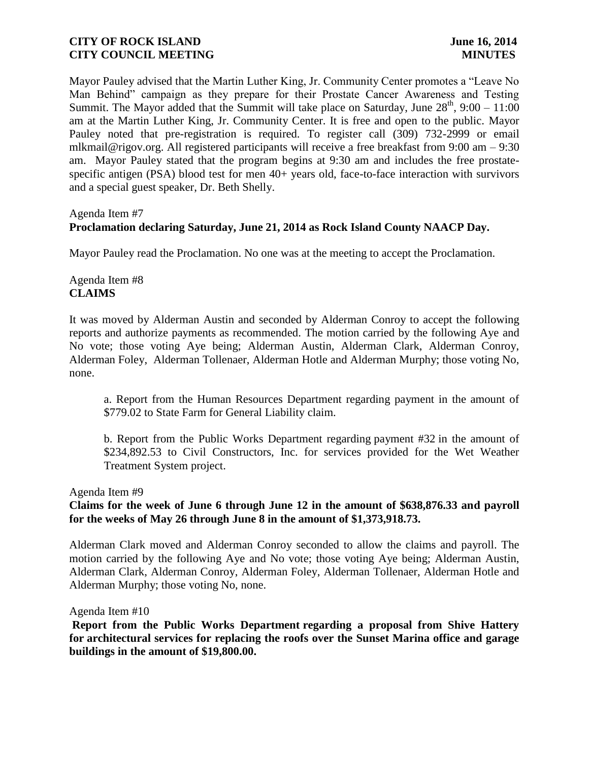Mayor Pauley advised that the Martin Luther King, Jr. Community Center promotes a "Leave No Man Behind" campaign as they prepare for their Prostate Cancer Awareness and Testing Summit. The Mayor added that the Summit will take place on Saturday, June 28th, 9:00 – 11:00 am at the Martin Luther King, Jr. Community Center. It is free and open to the public. Mayor Pauley noted that pre-registration is required. To register call (309) 732-2999 or email mlkmail@rigov.org. All registered participants will receive a free breakfast from 9:00 am – 9:30 am. Mayor Pauley stated that the program begins at 9:30 am and includes the free prostate-specific antigen (PSA) blood test for men 40+ years old, face-to-face interaction with survivors and a special guest speaker, Dr. Beth Shelly.

Agenda Item #7
**Proclamation declaring Saturday, June 21, 2014 as Rock Island County NAACP Day.**

Mayor Pauley read the Proclamation. No one was at the meeting to accept the Proclamation.

Agenda Item #8
**CLAIMS**

It was moved by Alderman Austin and seconded by Alderman Conroy to accept the following reports and authorize payments as recommended. The motion carried by the following Aye and No vote; those voting Aye being; Alderman Austin, Alderman Clark, Alderman Conroy, Alderman Foley, Alderman Tollenaer, Alderman Hotle and Alderman Murphy; those voting No, none.

a. Report from the Human Resources Department regarding payment in the amount of $779.02 to State Farm for General Liability claim.

b. Report from the Public Works Department regarding payment #32 in the amount of $234,892.53 to Civil Constructors, Inc. for services provided for the Wet Weather Treatment System project.

Agenda Item #9
**Claims for the week of June 6 through June 12 in the amount of $638,876.33 and payroll for the weeks of May 26 through June 8 in the amount of $1,373,918.73.**

Alderman Clark moved and Alderman Conroy seconded to allow the claims and payroll. The motion carried by the following Aye and No vote; those voting Aye being; Alderman Austin, Alderman Clark, Alderman Conroy, Alderman Foley, Alderman Tollenaer, Alderman Hotle and Alderman Murphy; those voting No, none.

Agenda Item #10
**Report from the Public Works Department regarding a proposal from Shive Hattery for architectural services for replacing the roofs over the Sunset Marina office and garage buildings in the amount of $19,800.00.**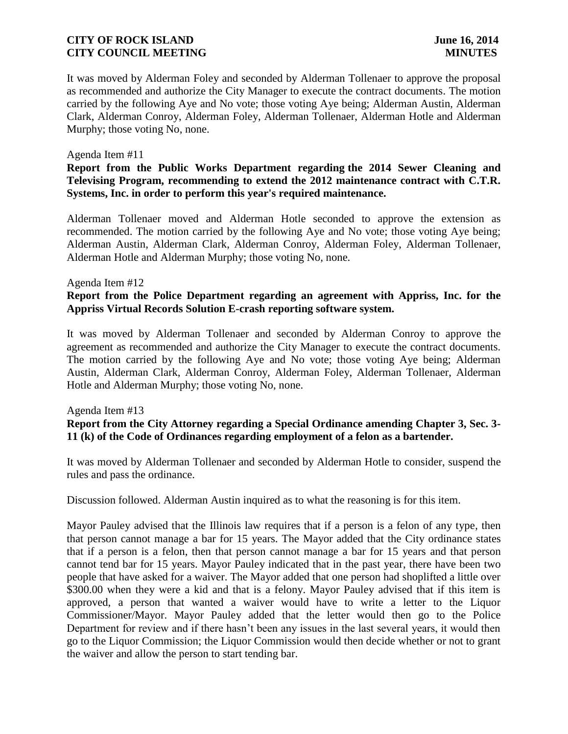It was moved by Alderman Foley and seconded by Alderman Tollenaer to approve the proposal as recommended and authorize the City Manager to execute the contract documents. The motion carried by the following Aye and No vote; those voting Aye being; Alderman Austin, Alderman Clark, Alderman Conroy, Alderman Foley, Alderman Tollenaer, Alderman Hotle and Alderman Murphy; those voting No, none.

Agenda Item #11

**Report from the Public Works Department regarding the 2014 Sewer Cleaning and Televising Program, recommending to extend the 2012 maintenance contract with C.T.R. Systems, Inc. in order to perform this year's required maintenance.**

Alderman Tollenaer moved and Alderman Hotle seconded to approve the extension as recommended. The motion carried by the following Aye and No vote; those voting Aye being; Alderman Austin, Alderman Clark, Alderman Conroy, Alderman Foley, Alderman Tollenaer, Alderman Hotle and Alderman Murphy; those voting No, none.

Agenda Item #12

**Report from the Police Department regarding an agreement with Appriss, Inc. for the Appriss Virtual Records Solution E-crash reporting software system.**

It was moved by Alderman Tollenaer and seconded by Alderman Conroy to approve the agreement as recommended and authorize the City Manager to execute the contract documents. The motion carried by the following Aye and No vote; those voting Aye being; Alderman Austin, Alderman Clark, Alderman Conroy, Alderman Foley, Alderman Tollenaer, Alderman Hotle and Alderman Murphy; those voting No, none.

Agenda Item #13

**Report from the City Attorney regarding a Special Ordinance amending Chapter 3, Sec. 3-11 (k) of the Code of Ordinances regarding employment of a felon as a bartender.**

It was moved by Alderman Tollenaer and seconded by Alderman Hotle to consider, suspend the rules and pass the ordinance.

Discussion followed. Alderman Austin inquired as to what the reasoning is for this item.

Mayor Pauley advised that the Illinois law requires that if a person is a felon of any type, then that person cannot manage a bar for 15 years. The Mayor added that the City ordinance states that if a person is a felon, then that person cannot manage a bar for 15 years and that person cannot tend bar for 15 years. Mayor Pauley indicated that in the past year, there have been two people that have asked for a waiver. The Mayor added that one person had shoplifted a little over $300.00 when they were a kid and that is a felony. Mayor Pauley advised that if this item is approved, a person that wanted a waiver would have to write a letter to the Liquor Commissioner/Mayor. Mayor Pauley added that the letter would then go to the Police Department for review and if there hasn't been any issues in the last several years, it would then go to the Liquor Commission; the Liquor Commission would then decide whether or not to grant the waiver and allow the person to start tending bar.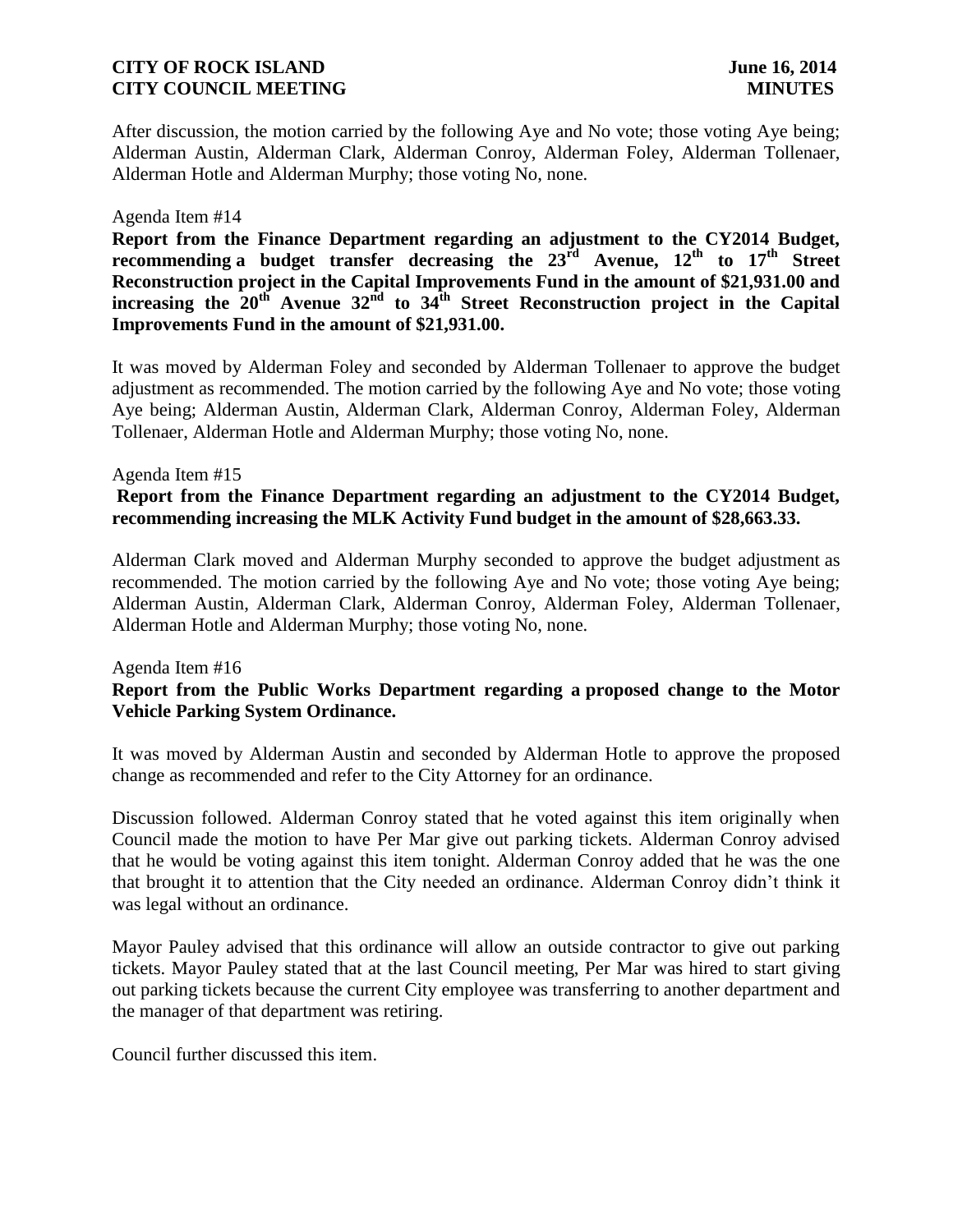After discussion, the motion carried by the following Aye and No vote; those voting Aye being; Alderman Austin, Alderman Clark, Alderman Conroy, Alderman Foley, Alderman Tollenaer, Alderman Hotle and Alderman Murphy; those voting No, none.

Agenda Item #14

**Report from the Finance Department regarding an adjustment to the CY2014 Budget, recommending a budget transfer decreasing the 23rd Avenue, 12th to 17th Street Reconstruction project in the Capital Improvements Fund in the amount of $21,931.00 and increasing the 20th Avenue 32nd to 34th Street Reconstruction project in the Capital Improvements Fund in the amount of $21,931.00.**

It was moved by Alderman Foley and seconded by Alderman Tollenaer to approve the budget adjustment as recommended. The motion carried by the following Aye and No vote; those voting Aye being; Alderman Austin, Alderman Clark, Alderman Conroy, Alderman Foley, Alderman Tollenaer, Alderman Hotle and Alderman Murphy; those voting No, none.

Agenda Item #15

**Report from the Finance Department regarding an adjustment to the CY2014 Budget, recommending increasing the MLK Activity Fund budget in the amount of $28,663.33.**

Alderman Clark moved and Alderman Murphy seconded to approve the budget adjustment as recommended. The motion carried by the following Aye and No vote; those voting Aye being; Alderman Austin, Alderman Clark, Alderman Conroy, Alderman Foley, Alderman Tollenaer, Alderman Hotle and Alderman Murphy; those voting No, none.

Agenda Item #16

**Report from the Public Works Department regarding a proposed change to the Motor Vehicle Parking System Ordinance.**

It was moved by Alderman Austin and seconded by Alderman Hotle to approve the proposed change as recommended and refer to the City Attorney for an ordinance.

Discussion followed. Alderman Conroy stated that he voted against this item originally when Council made the motion to have Per Mar give out parking tickets. Alderman Conroy advised that he would be voting against this item tonight. Alderman Conroy added that he was the one that brought it to attention that the City needed an ordinance. Alderman Conroy didn't think it was legal without an ordinance.

Mayor Pauley advised that this ordinance will allow an outside contractor to give out parking tickets. Mayor Pauley stated that at the last Council meeting, Per Mar was hired to start giving out parking tickets because the current City employee was transferring to another department and the manager of that department was retiring.

Council further discussed this item.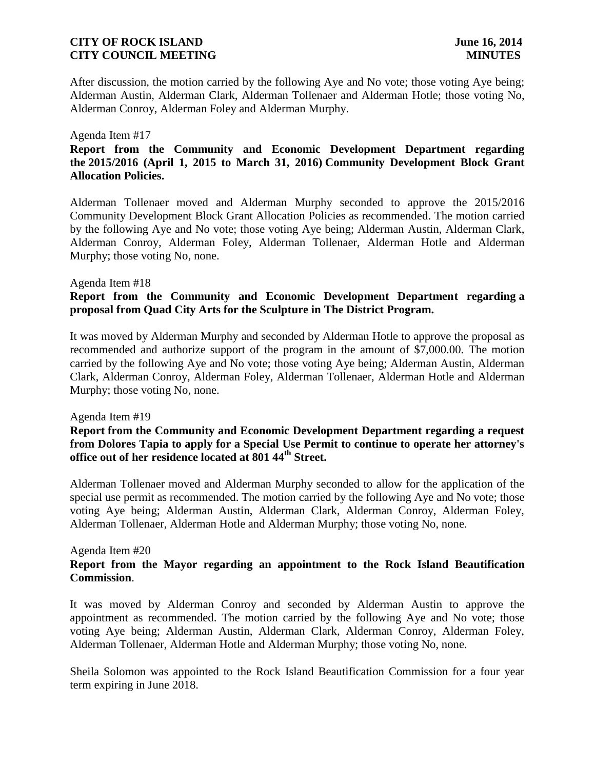After discussion, the motion carried by the following Aye and No vote; those voting Aye being; Alderman Austin, Alderman Clark, Alderman Tollenaer and Alderman Hotle; those voting No, Alderman Conroy, Alderman Foley and Alderman Murphy.

Agenda Item #17

**Report from the Community and Economic Development Department regarding the 2015/2016 (April 1, 2015 to March 31, 2016) Community Development Block Grant Allocation Policies.**

Alderman Tollenaer moved and Alderman Murphy seconded to approve the 2015/2016 Community Development Block Grant Allocation Policies as recommended. The motion carried by the following Aye and No vote; those voting Aye being; Alderman Austin, Alderman Clark, Alderman Conroy, Alderman Foley, Alderman Tollenaer, Alderman Hotle and Alderman Murphy; those voting No, none.

Agenda Item #18

**Report from the Community and Economic Development Department regarding a proposal from Quad City Arts for the Sculpture in The District Program.**

It was moved by Alderman Murphy and seconded by Alderman Hotle to approve the proposal as recommended and authorize support of the program in the amount of $7,000.00. The motion carried by the following Aye and No vote; those voting Aye being; Alderman Austin, Alderman Clark, Alderman Conroy, Alderman Foley, Alderman Tollenaer, Alderman Hotle and Alderman Murphy; those voting No, none.

Agenda Item #19

**Report from the Community and Economic Development Department regarding a request from Dolores Tapia to apply for a Special Use Permit to continue to operate her attorney's office out of her residence located at 801 44th Street.**

Alderman Tollenaer moved and Alderman Murphy seconded to allow for the application of the special use permit as recommended. The motion carried by the following Aye and No vote; those voting Aye being; Alderman Austin, Alderman Clark, Alderman Conroy, Alderman Foley, Alderman Tollenaer, Alderman Hotle and Alderman Murphy; those voting No, none.

Agenda Item #20

**Report from the Mayor regarding an appointment to the Rock Island Beautification Commission**.

It was moved by Alderman Conroy and seconded by Alderman Austin to approve the appointment as recommended. The motion carried by the following Aye and No vote; those voting Aye being; Alderman Austin, Alderman Clark, Alderman Conroy, Alderman Foley, Alderman Tollenaer, Alderman Hotle and Alderman Murphy; those voting No, none.

Sheila Solomon was appointed to the Rock Island Beautification Commission for a four year term expiring in June 2018.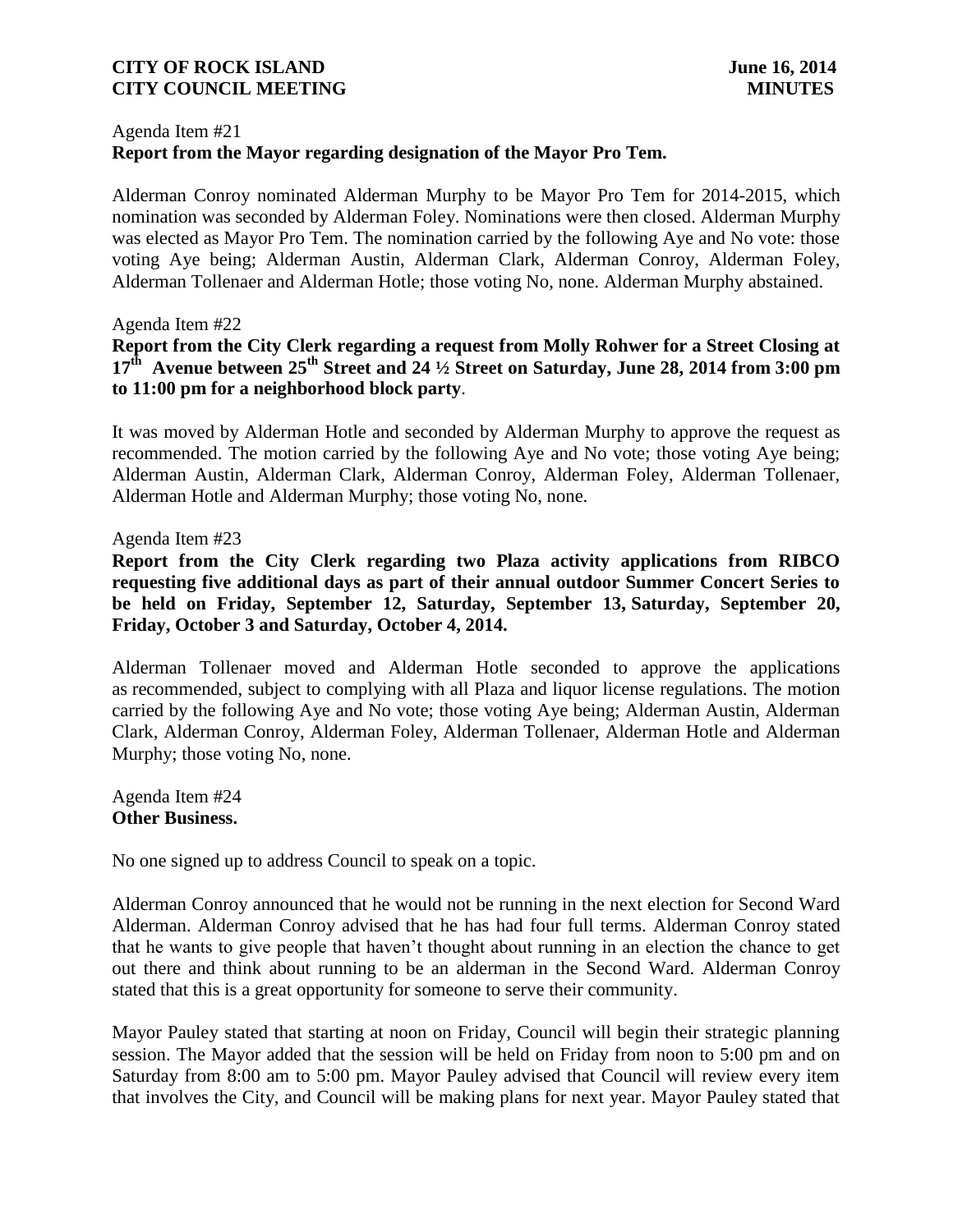Agenda Item #21
**Report from the Mayor regarding designation of the Mayor Pro Tem.**

Alderman Conroy nominated Alderman Murphy to be Mayor Pro Tem for 2014-2015, which nomination was seconded by Alderman Foley. Nominations were then closed. Alderman Murphy was elected as Mayor Pro Tem. The nomination carried by the following Aye and No vote: those voting Aye being; Alderman Austin, Alderman Clark, Alderman Conroy, Alderman Foley, Alderman Tollenaer and Alderman Hotle; those voting No, none. Alderman Murphy abstained.

Agenda Item #22
**Report from the City Clerk regarding a request from Molly Rohwer for a Street Closing at 17th Avenue between 25th Street and 24 ½ Street on Saturday, June 28, 2014 from 3:00 pm to 11:00 pm for a neighborhood block party**.

It was moved by Alderman Hotle and seconded by Alderman Murphy to approve the request as recommended. The motion carried by the following Aye and No vote; those voting Aye being; Alderman Austin, Alderman Clark, Alderman Conroy, Alderman Foley, Alderman Tollenaer, Alderman Hotle and Alderman Murphy; those voting No, none.

Agenda Item #23
**Report from the City Clerk regarding two Plaza activity applications from RIBCO requesting five additional days as part of their annual outdoor Summer Concert Series to be held on Friday, September 12, Saturday, September 13, Saturday, September 20, Friday, October 3 and Saturday, October 4, 2014.**

Alderman Tollenaer moved and Alderman Hotle seconded to approve the applications as recommended, subject to complying with all Plaza and liquor license regulations. The motion carried by the following Aye and No vote; those voting Aye being; Alderman Austin, Alderman Clark, Alderman Conroy, Alderman Foley, Alderman Tollenaer, Alderman Hotle and Alderman Murphy; those voting No, none.

Agenda Item #24
**Other Business.**

No one signed up to address Council to speak on a topic.

Alderman Conroy announced that he would not be running in the next election for Second Ward Alderman. Alderman Conroy advised that he has had four full terms. Alderman Conroy stated that he wants to give people that haven't thought about running in an election the chance to get out there and think about running to be an alderman in the Second Ward. Alderman Conroy stated that this is a great opportunity for someone to serve their community.

Mayor Pauley stated that starting at noon on Friday, Council will begin their strategic planning session. The Mayor added that the session will be held on Friday from noon to 5:00 pm and on Saturday from 8:00 am to 5:00 pm. Mayor Pauley advised that Council will review every item that involves the City, and Council will be making plans for next year. Mayor Pauley stated that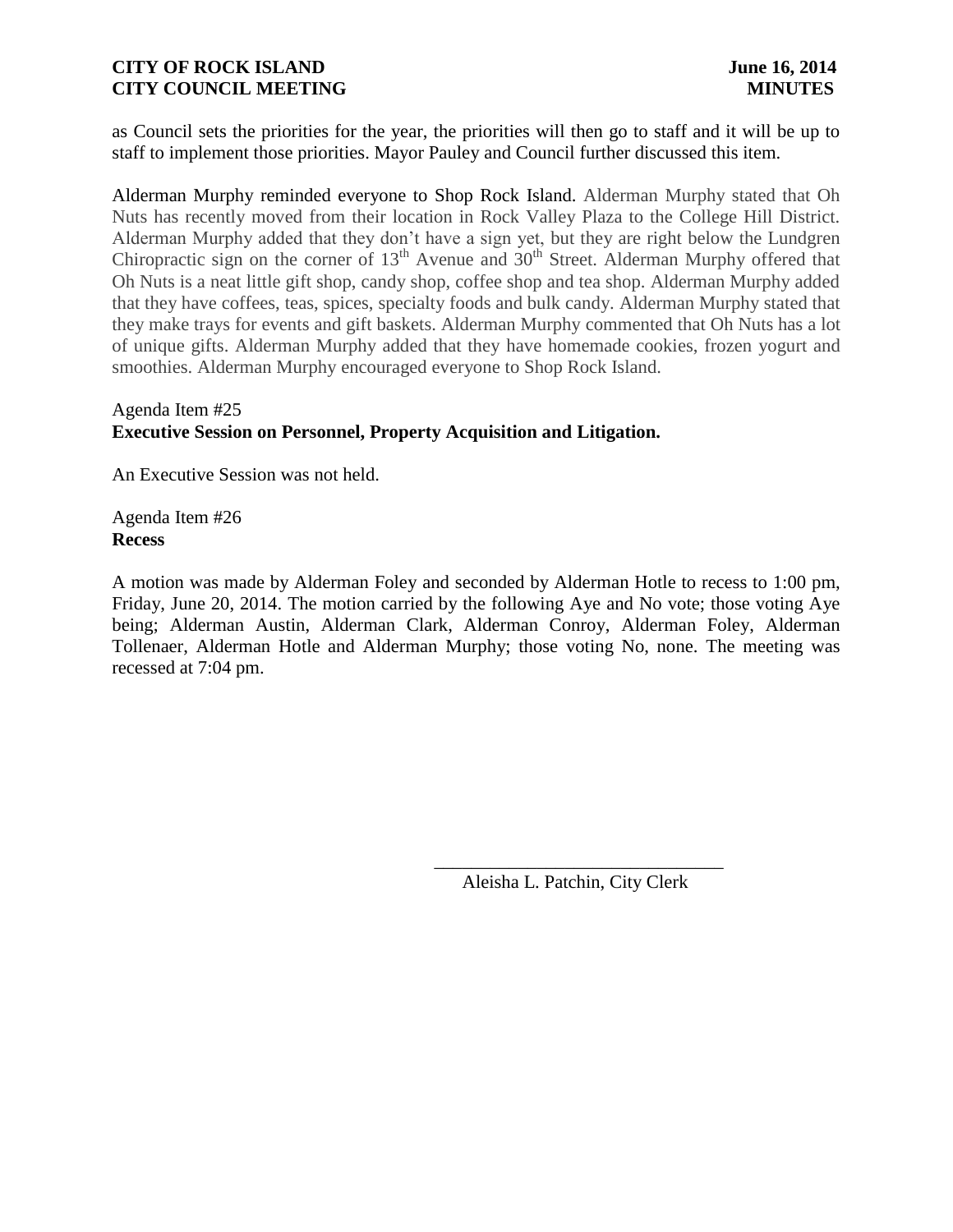as Council sets the priorities for the year, the priorities will then go to staff and it will be up to staff to implement those priorities. Mayor Pauley and Council further discussed this item.

Alderman Murphy reminded everyone to Shop Rock Island. Alderman Murphy stated that Oh Nuts has recently moved from their location in Rock Valley Plaza to the College Hill District. Alderman Murphy added that they don't have a sign yet, but they are right below the Lundgren Chiropractic sign on the corner of 13th Avenue and 30th Street. Alderman Murphy offered that Oh Nuts is a neat little gift shop, candy shop, coffee shop and tea shop. Alderman Murphy added that they have coffees, teas, spices, specialty foods and bulk candy. Alderman Murphy stated that they make trays for events and gift baskets. Alderman Murphy commented that Oh Nuts has a lot of unique gifts. Alderman Murphy added that they have homemade cookies, frozen yogurt and smoothies. Alderman Murphy encouraged everyone to Shop Rock Island.

Agenda Item #25
**Executive Session on Personnel, Property Acquisition and Litigation.**

An Executive Session was not held.

Agenda Item #26
**Recess**

A motion was made by Alderman Foley and seconded by Alderman Hotle to recess to 1:00 pm, Friday, June 20, 2014. The motion carried by the following Aye and No vote; those voting Aye being; Alderman Austin, Alderman Clark, Alderman Conroy, Alderman Foley, Alderman Tollenaer, Alderman Hotle and Alderman Murphy; those voting No, none. The meeting was recessed at 7:04 pm.

\_\_\_\_\_\_\_\_\_\_\_\_\_\_\_\_\_\_\_\_\_\_\_\_\_\_\_\_\_\_

Aleisha L. Patchin, City Clerk